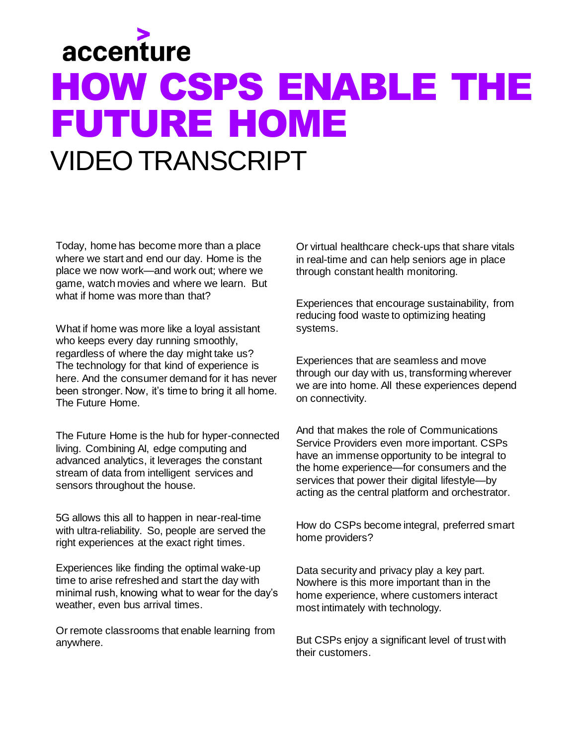accenture

# HOW CSPS ENABLE THE FUTURE HOME

## VIDEO TRANSCRIPT

Today, home has become more than a place where we start and end our day. Home is the place we now work—and work out; where we game, watch movies and where we learn. But what if home was more than that?

What if home was more like a loyal assistant who keeps every day running smoothly, regardless of where the day might take us? The technology for that kind of experience is here. And the consumer demand for it has never been stronger. Now, it's time to bring it all home. The Future Home.

The Future Home is the hub for hyper-connected living. Combining AI, edge computing and advanced analytics, it leverages the constant stream of data from intelligent services and sensors throughout the house.

5G allows this all to happen in near-real-time with ultra-reliability. So, people are served the right experiences at the exact right times.

Experiences like finding the optimal wake-up time to arise refreshed and start the day with minimal rush, knowing what to wear for the day's weather, even bus arrival times.

Or remote classrooms that enable learning from anywhere.

Or virtual healthcare check-ups that share vitals in real-time and can help seniors age in place through constant health monitoring.

Experiences that encourage sustainability, from reducing food waste to optimizing heating systems.

Experiences that are seamless and move through our day with us, transforming wherever we are into home. All these experiences depend on connectivity.

And that makes the role of Communications Service Providers even more important. CSPs have an immense opportunity to be integral to the home experience—for consumers and the services that power their digital lifestyle—by acting as the central platform and orchestrator.

How do CSPs become integral, preferred smart home providers?

Data security and privacy play a key part. Nowhere is this more important than in the home experience, where customers interact most intimately with technology.

But CSPs enjoy a significant level of trust with their customers.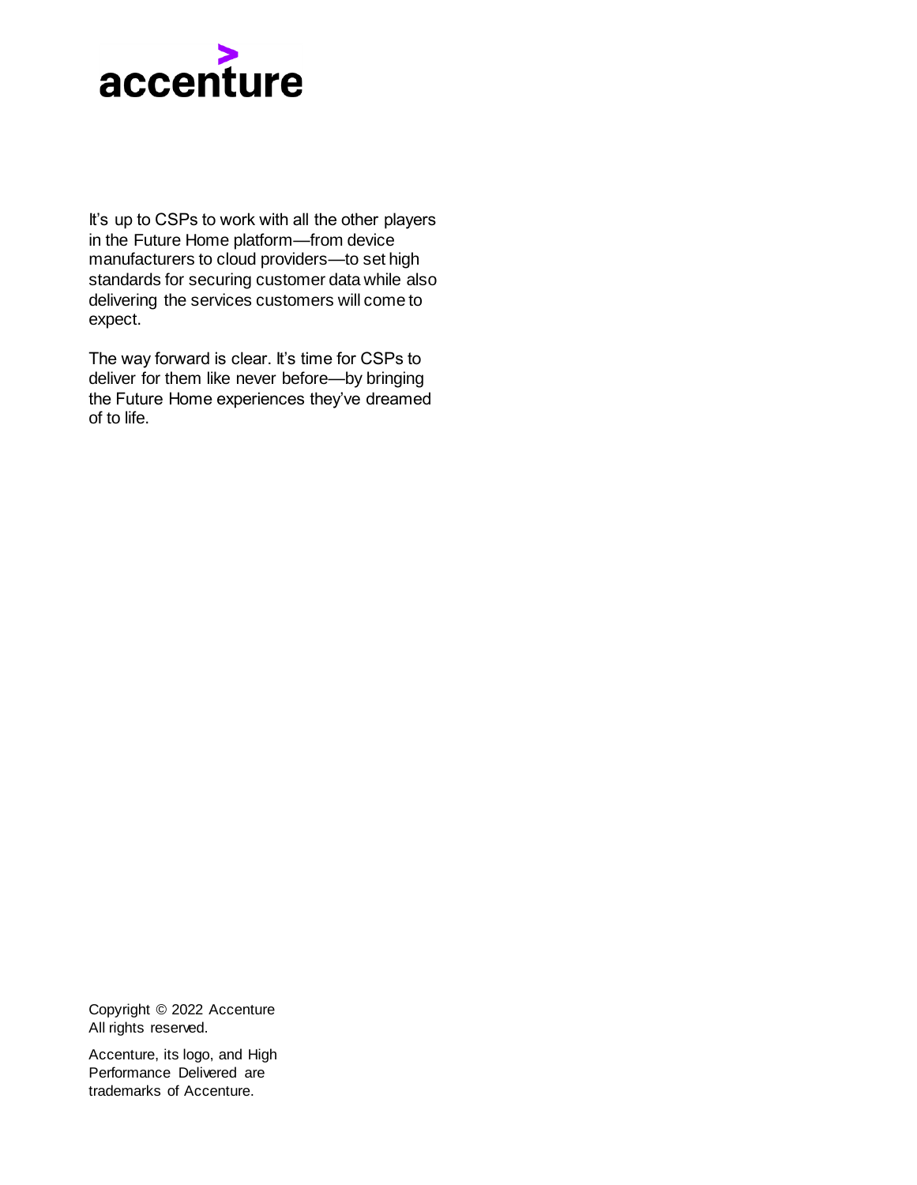It's up to CSPs to work with all the other players in the Future Home platform—from device manufacturers to cloud providers—to set high standards for securing customer data while also delivering the services customers will come to expect.

The way forward is clear. It's time for CSPs to deliver for them like never before—by bringing the Future Home experiences they've dreamed of to life.

Copyright © 2022 Accenture
All rights reserved.

Accenture, its logo, and High Performance Delivered are trademarks of Accenture.